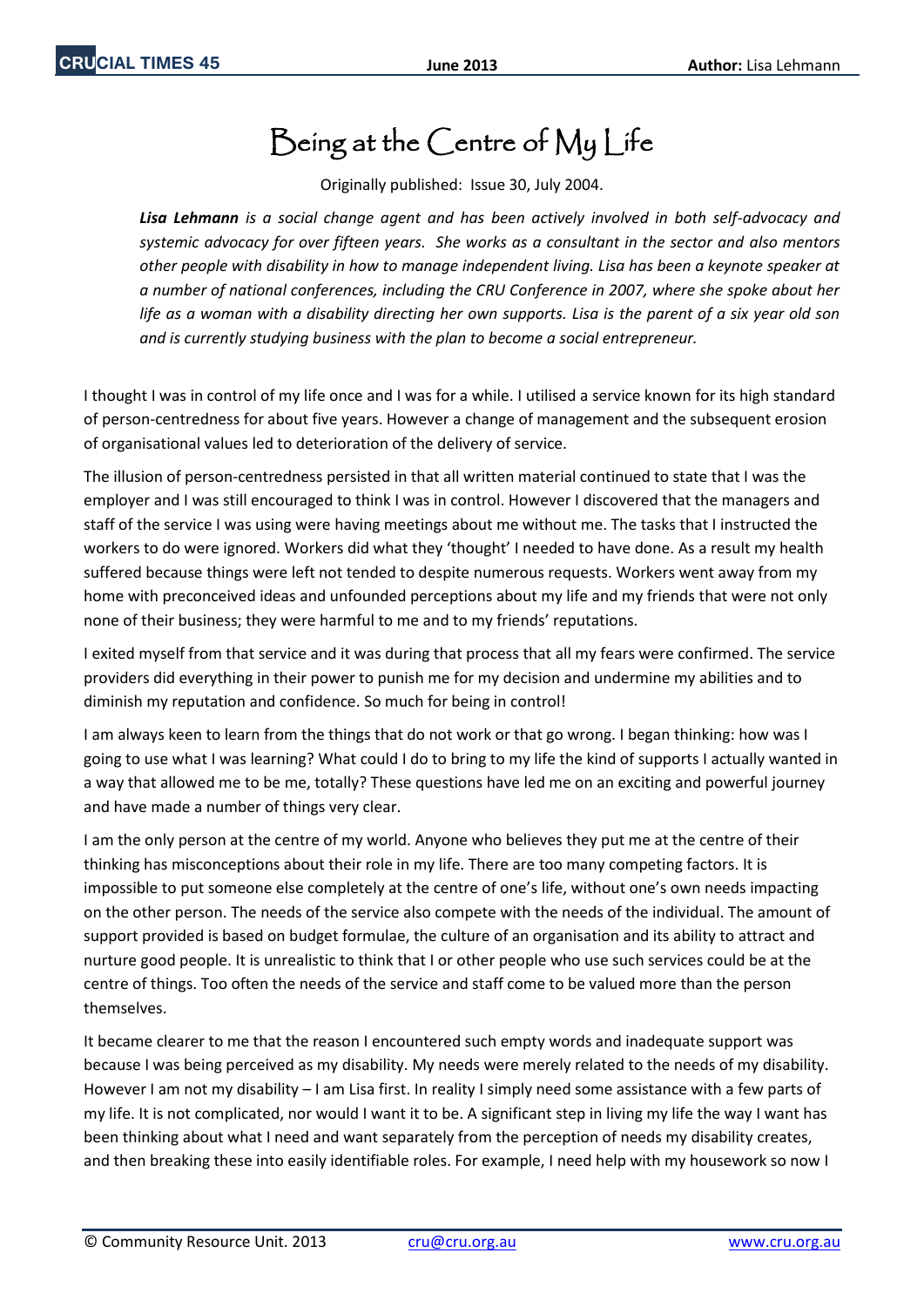# Being at the Centre of My Life

Originally published: Issue 30, July 2004.

***Lisa Lehmann*** *is a social change agent and has been actively involved in both self-advocacy and systemic advocacy for over fifteen years. She works as a consultant in the sector and also mentors other people with disability in how to manage independent living. Lisa has been a keynote speaker at a number of national conferences, including the CRU Conference in 2007, where she spoke about her life as a woman with a disability directing her own supports. Lisa is the parent of a six year old son and is currently studying business with the plan to become a social entrepreneur.*

I thought I was in control of my life once and I was for a while. I utilised a service known for its high standard of person-centredness for about five years. However a change of management and the subsequent erosion of organisational values led to deterioration of the delivery of service.

The illusion of person-centredness persisted in that all written material continued to state that I was the employer and I was still encouraged to think I was in control. However I discovered that the managers and staff of the service I was using were having meetings about me without me. The tasks that I instructed the workers to do were ignored. Workers did what they 'thought' I needed to have done. As a result my health suffered because things were left not tended to despite numerous requests. Workers went away from my home with preconceived ideas and unfounded perceptions about my life and my friends that were not only none of their business; they were harmful to me and to my friends' reputations.

I exited myself from that service and it was during that process that all my fears were confirmed. The service providers did everything in their power to punish me for my decision and undermine my abilities and to diminish my reputation and confidence. So much for being in control!

I am always keen to learn from the things that do not work or that go wrong. I began thinking: how was I going to use what I was learning? What could I do to bring to my life the kind of supports I actually wanted in a way that allowed me to be me, totally? These questions have led me on an exciting and powerful journey and have made a number of things very clear.

I am the only person at the centre of my world. Anyone who believes they put me at the centre of their thinking has misconceptions about their role in my life. There are too many competing factors. It is impossible to put someone else completely at the centre of one's life, without one's own needs impacting on the other person. The needs of the service also compete with the needs of the individual. The amount of support provided is based on budget formulae, the culture of an organisation and its ability to attract and nurture good people. It is unrealistic to think that I or other people who use such services could be at the centre of things. Too often the needs of the service and staff come to be valued more than the person themselves.

It became clearer to me that the reason I encountered such empty words and inadequate support was because I was being perceived as my disability. My needs were merely related to the needs of my disability. However I am not my disability – I am Lisa first. In reality I simply need some assistance with a few parts of my life. It is not complicated, nor would I want it to be. A significant step in living my life the way I want has been thinking about what I need and want separately from the perception of needs my disability creates, and then breaking these into easily identifiable roles. For example, I need help with my housework so now I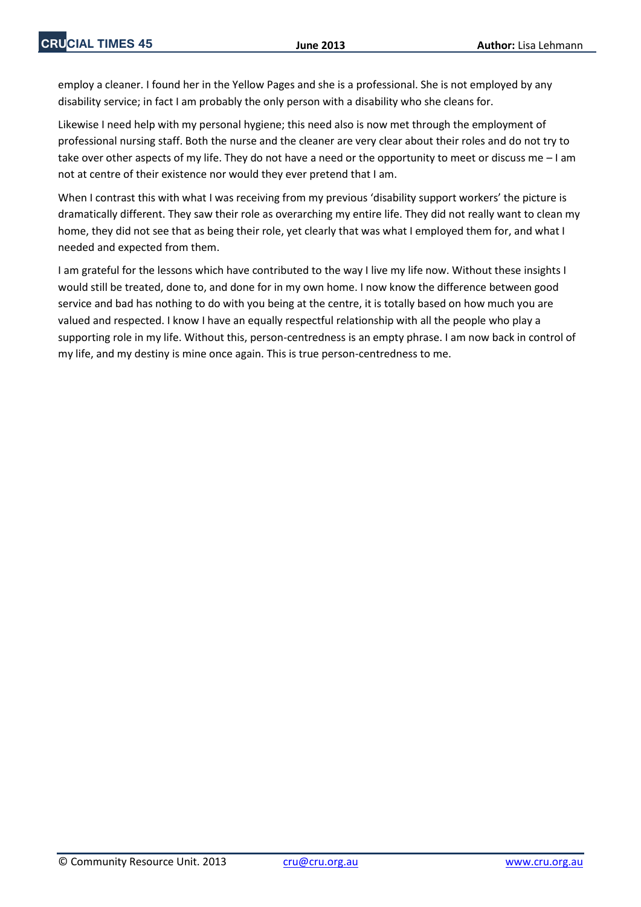employ a cleaner. I found her in the Yellow Pages and she is a professional. She is not employed by any disability service; in fact I am probably the only person with a disability who she cleans for.

Likewise I need help with my personal hygiene; this need also is now met through the employment of professional nursing staff. Both the nurse and the cleaner are very clear about their roles and do not try to take over other aspects of my life. They do not have a need or the opportunity to meet or discuss me – I am not at centre of their existence nor would they ever pretend that I am.

When I contrast this with what I was receiving from my previous 'disability support workers' the picture is dramatically different. They saw their role as overarching my entire life. They did not really want to clean my home, they did not see that as being their role, yet clearly that was what I employed them for, and what I needed and expected from them.

I am grateful for the lessons which have contributed to the way I live my life now. Without these insights I would still be treated, done to, and done for in my own home. I now know the difference between good service and bad has nothing to do with you being at the centre, it is totally based on how much you are valued and respected. I know I have an equally respectful relationship with all the people who play a supporting role in my life. Without this, person-centredness is an empty phrase. I am now back in control of my life, and my destiny is mine once again. This is true person-centredness to me.